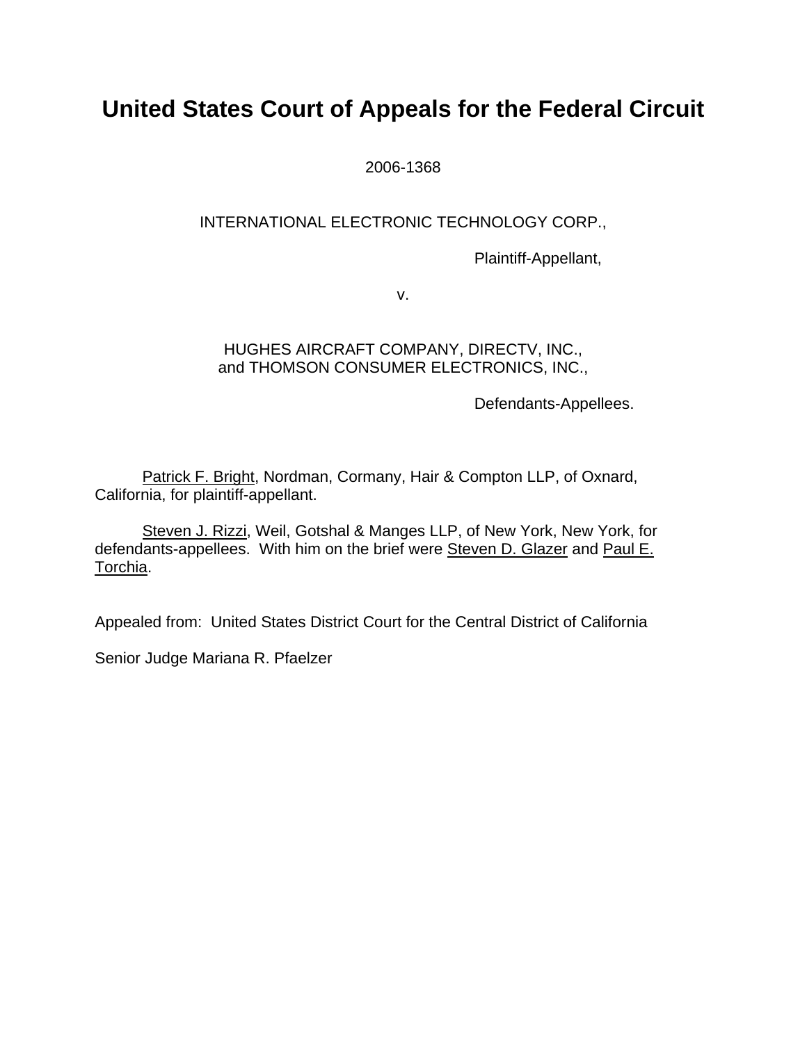# United States Court of Appeals for the Federal Circuit

2006-1368

INTERNATIONAL ELECTRONIC TECHNOLOGY CORP.,

Plaintiff-Appellant,

v.

HUGHES AIRCRAFT COMPANY, DIRECTV, INC., and THOMSON CONSUMER ELECTRONICS, INC.,

Defendants-Appellees.

Patrick F. Bright, Nordman, Cormany, Hair & Compton LLP, of Oxnard, California, for plaintiff-appellant.

Steven J. Rizzi, Weil, Gotshal & Manges LLP, of New York, New York, for defendants-appellees. With him on the brief were Steven D. Glazer and Paul E. Torchia.

Appealed from: United States District Court for the Central District of California

Senior Judge Mariana R. Pfaelzer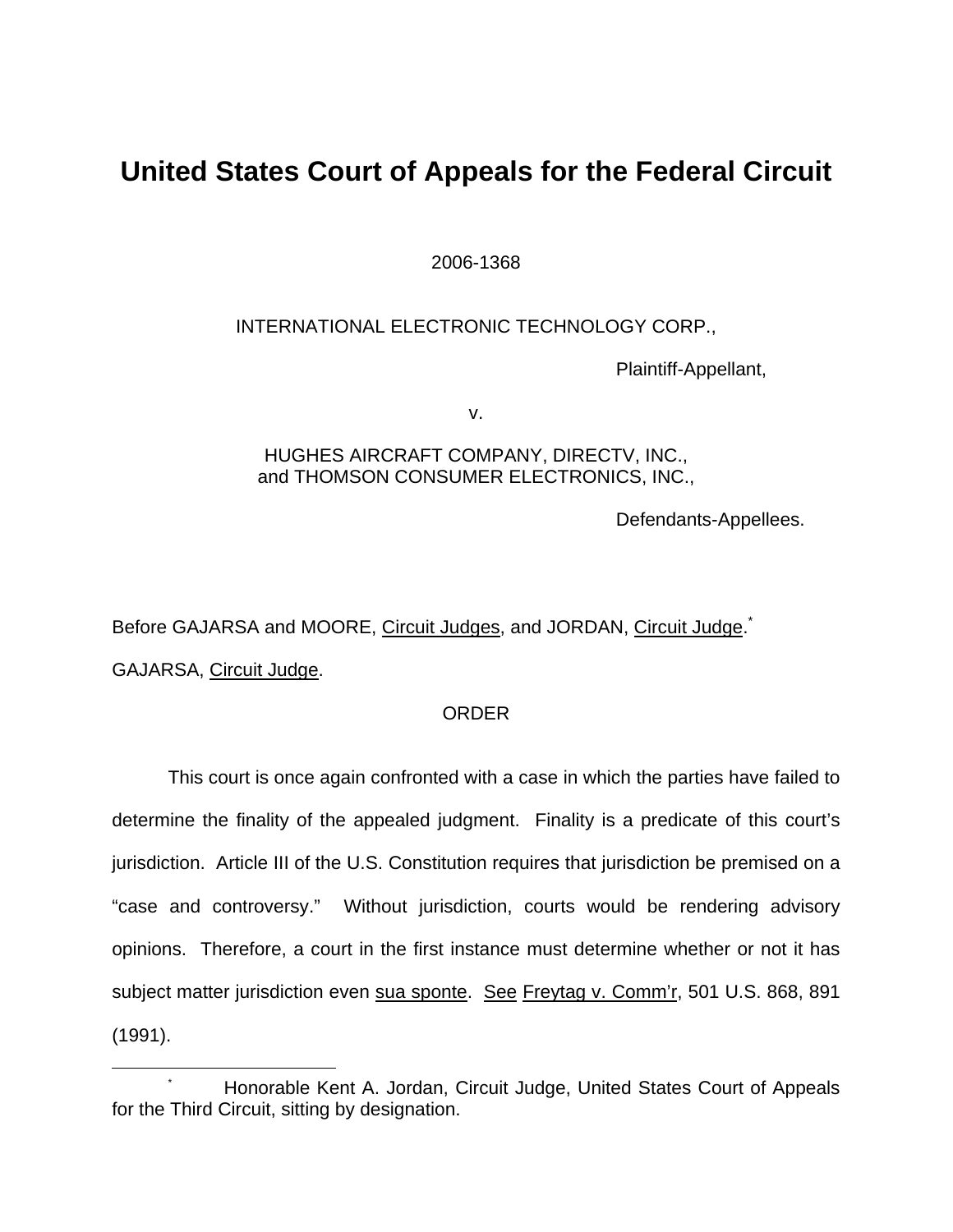# United States Court of Appeals for the Federal Circuit

2006-1368

INTERNATIONAL ELECTRONIC TECHNOLOGY CORP.,

Plaintiff-Appellant,

v.

HUGHES AIRCRAFT COMPANY, DIRECTV, INC.,
and THOMSON CONSUMER ELECTRONICS, INC.,

Defendants-Appellees.

Before GAJARSA and MOORE, Circuit Judges, and JORDAN, Circuit Judge.[*]

GAJARSA, Circuit Judge.

ORDER

This court is once again confronted with a case in which the parties have failed to determine the finality of the appealed judgment. Finality is a predicate of this court's jurisdiction. Article III of the U.S. Constitution requires that jurisdiction be premised on a "case and controversy." Without jurisdiction, courts would be rendering advisory opinions. Therefore, a court in the first instance must determine whether or not it has subject matter jurisdiction even sua sponte. See Freytag v. Comm'r, 501 U.S. 868, 891 (1991).

[*] Honorable Kent A. Jordan, Circuit Judge, United States Court of Appeals for the Third Circuit, sitting by designation.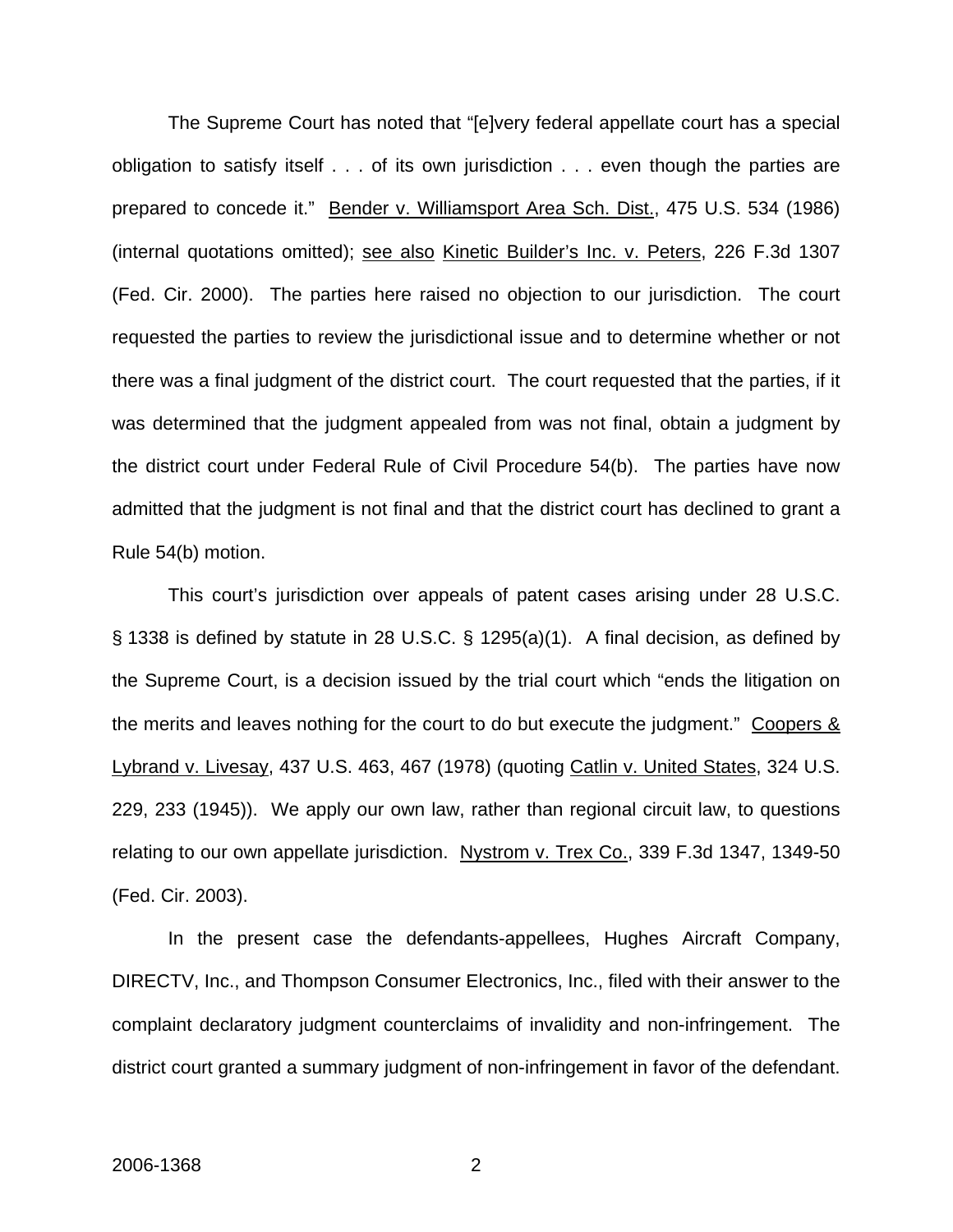The Supreme Court has noted that "[e]very federal appellate court has a special obligation to satisfy itself . . . of its own jurisdiction . . . even though the parties are prepared to concede it." Bender v. Williamsport Area Sch. Dist., 475 U.S. 534 (1986) (internal quotations omitted); see also Kinetic Builder's Inc. v. Peters, 226 F.3d 1307 (Fed. Cir. 2000). The parties here raised no objection to our jurisdiction. The court requested the parties to review the jurisdictional issue and to determine whether or not there was a final judgment of the district court. The court requested that the parties, if it was determined that the judgment appealed from was not final, obtain a judgment by the district court under Federal Rule of Civil Procedure 54(b). The parties have now admitted that the judgment is not final and that the district court has declined to grant a Rule 54(b) motion.

This court's jurisdiction over appeals of patent cases arising under 28 U.S.C. § 1338 is defined by statute in 28 U.S.C. § 1295(a)(1). A final decision, as defined by the Supreme Court, is a decision issued by the trial court which "ends the litigation on the merits and leaves nothing for the court to do but execute the judgment." Coopers & Lybrand v. Livesay, 437 U.S. 463, 467 (1978) (quoting Catlin v. United States, 324 U.S. 229, 233 (1945)). We apply our own law, rather than regional circuit law, to questions relating to our own appellate jurisdiction. Nystrom v. Trex Co., 339 F.3d 1347, 1349-50 (Fed. Cir. 2003).

In the present case the defendants-appellees, Hughes Aircraft Company, DIRECTV, Inc., and Thompson Consumer Electronics, Inc., filed with their answer to the complaint declaratory judgment counterclaims of invalidity and non-infringement. The district court granted a summary judgment of non-infringement in favor of the defendant.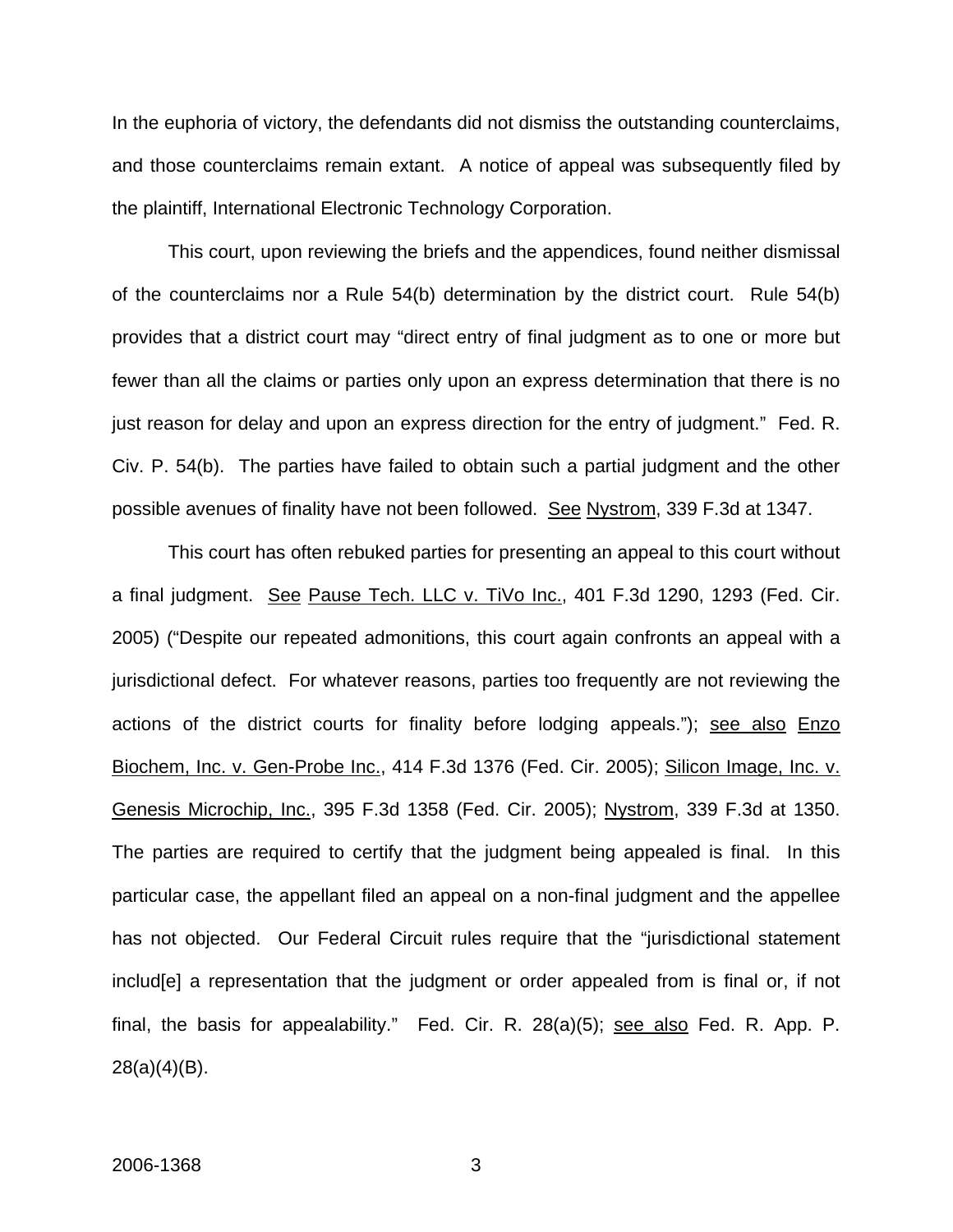In the euphoria of victory, the defendants did not dismiss the outstanding counterclaims, and those counterclaims remain extant. A notice of appeal was subsequently filed by the plaintiff, International Electronic Technology Corporation.

This court, upon reviewing the briefs and the appendices, found neither dismissal of the counterclaims nor a Rule 54(b) determination by the district court. Rule 54(b) provides that a district court may "direct entry of final judgment as to one or more but fewer than all the claims or parties only upon an express determination that there is no just reason for delay and upon an express direction for the entry of judgment." Fed. R. Civ. P. 54(b). The parties have failed to obtain such a partial judgment and the other possible avenues of finality have not been followed. See Nystrom, 339 F.3d at 1347.

This court has often rebuked parties for presenting an appeal to this court without a final judgment. See Pause Tech. LLC v. TiVo Inc., 401 F.3d 1290, 1293 (Fed. Cir. 2005) ("Despite our repeated admonitions, this court again confronts an appeal with a jurisdictional defect. For whatever reasons, parties too frequently are not reviewing the actions of the district courts for finality before lodging appeals."); see also Enzo Biochem, Inc. v. Gen-Probe Inc., 414 F.3d 1376 (Fed. Cir. 2005); Silicon Image, Inc. v. Genesis Microchip, Inc., 395 F.3d 1358 (Fed. Cir. 2005); Nystrom, 339 F.3d at 1350. The parties are required to certify that the judgment being appealed is final. In this particular case, the appellant filed an appeal on a non-final judgment and the appellee has not objected. Our Federal Circuit rules require that the "jurisdictional statement includ[e] a representation that the judgment or order appealed from is final or, if not final, the basis for appealability." Fed. Cir. R. 28(a)(5); see also Fed. R. App. P. 28(a)(4)(B).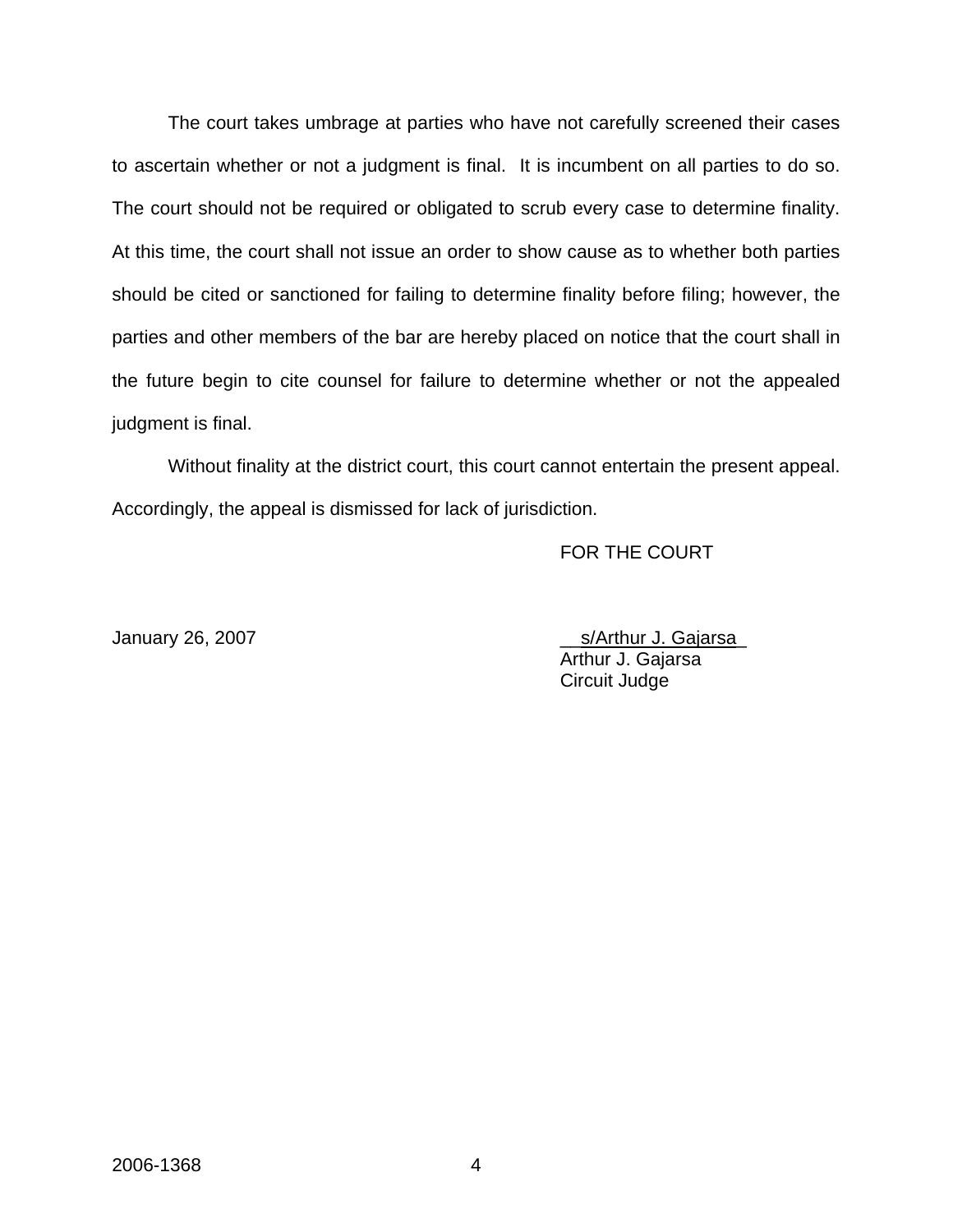The court takes umbrage at parties who have not carefully screened their cases to ascertain whether or not a judgment is final. It is incumbent on all parties to do so. The court should not be required or obligated to scrub every case to determine finality. At this time, the court shall not issue an order to show cause as to whether both parties should be cited or sanctioned for failing to determine finality before filing; however, the parties and other members of the bar are hereby placed on notice that the court shall in the future begin to cite counsel for failure to determine whether or not the appealed judgment is final.

Without finality at the district court, this court cannot entertain the present appeal. Accordingly, the appeal is dismissed for lack of jurisdiction.

FOR THE COURT

January 26, 2007

s/Arthur J. Gajarsa
Arthur J. Gajarsa
Circuit Judge